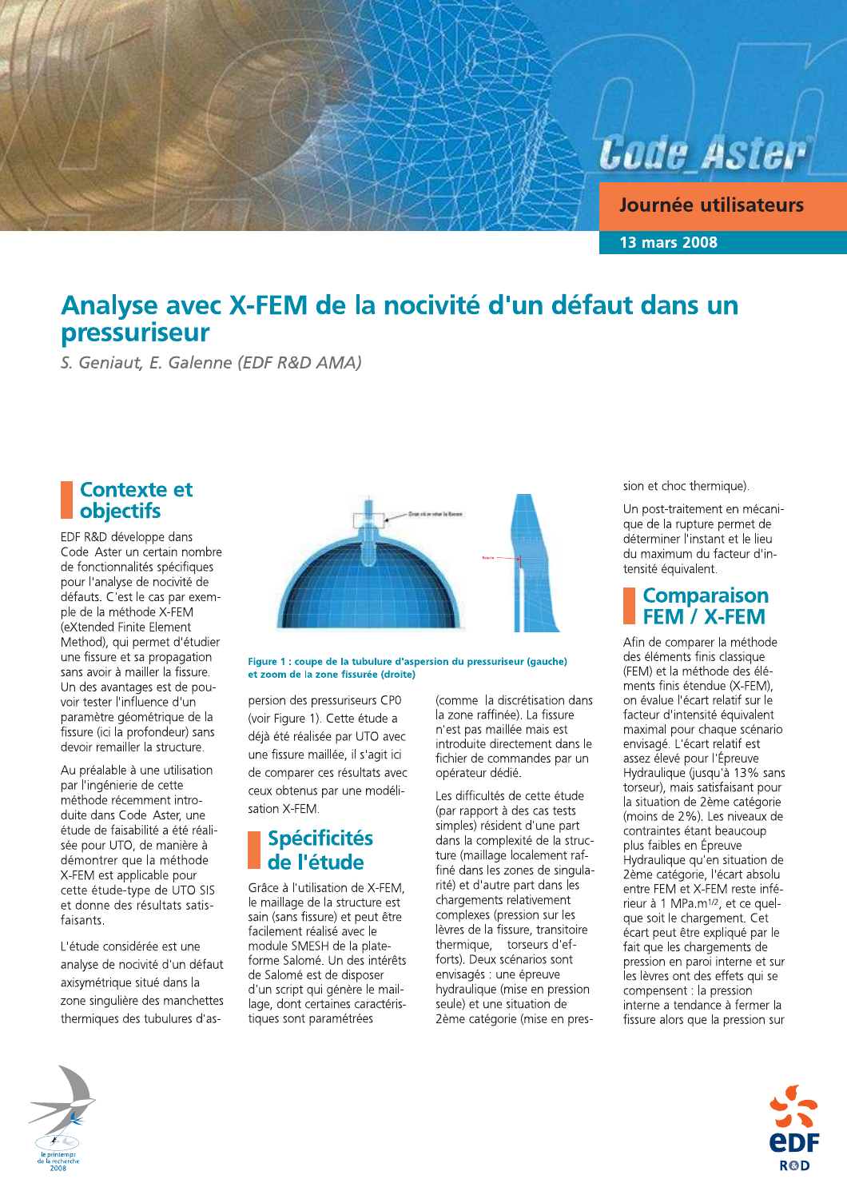Code_Aster

Journée utilisateurs

13 mars 2008

# Analyse avec X-FEM de la nocivité d'un défaut dans un pressuriseur

*S. Geniaut, E. Galenne (EDF R&D AMA)*

## Contexte et objectifs

EDF R&D développe dans Code_Aster un certain nombre de fonctionnalités spécifiques pour l'analyse de nocivité de défauts. C'est le cas par exemple de la méthode X-FEM (eXtended Finite Element Method), qui permet d'étudier une fissure et sa propagation sans avoir à mailler la fissure. Un des avantages est de pouvoir tester l'influence d'un paramètre géométrique de la fissure (ici la profondeur) sans devoir remailler la structure.

Au préalable à une utilisation par l'ingénierie de cette méthode récemment introduite dans Code_Aster, une étude de faisabilité a été réalisée pour UTO, de manière à démontrer que la méthode X-FEM est applicable pour cette étude-type de UTO SIS et donne des résultats satisfaisants.

L'étude considérée est une analyse de nocivité d'un défaut axisymétrique situé dans la zone singulière des manchettes thermiques des tubulures d'aspersion des pressuriseurs CP0 (voir Figure 1). Cette étude a déjà été réalisée par UTO avec une fissure maillée, il s'agit ici de comparer ces résultats avec ceux obtenus par une modélisation X-FEM.

**Figure 1 : coupe de la tubulure d'aspersion du pressuriseur (gauche) et zoom de la zone fissurée (droite)**

## Spécificités de l'étude

Grâce à l'utilisation de X-FEM, le maillage de la structure est sain (sans fissure) et peut être facilement réalisé avec le module SMESH de la plate-forme Salomé. Un des intérêts de Salomé est de disposer d'un script qui génère le maillage, dont certaines caractéristiques sont paramétrées (comme la discrétisation dans la zone raffinée). La fissure n'est pas maillée mais est introduite directement dans le fichier de commandes par un opérateur dédié.

Les difficultés de cette étude (par rapport à des cas tests simples) résident d'une part dans la complexité de la structure (maillage localement raffiné dans les zones de singularité) et d'autre part dans les chargements relativement complexes (pression sur les lèvres de la fissure, transitoire thermique, torseurs d'efforts). Deux scénarios sont envisagés : une épreuve hydraulique (mise en pression seule) et une situation de 2ème catégorie (mise en pression et choc thermique).

Un post-traitement en mécanique de la rupture permet de déterminer l'instant et le lieu du maximum du facteur d'intensité équivalent.

## Comparaison FEM / X-FEM

Afin de comparer la méthode des éléments finis classique (FEM) et la méthode des éléments finis étendue (X-FEM), on évalue l'écart relatif sur le facteur d'intensité équivalent maximal pour chaque scénario envisagé. L'écart relatif est assez élevé pour l'Épreuve Hydraulique (jusqu'à 13% sans torseur), mais satisfaisant pour la situation de 2ème catégorie (moins de 2%). Les niveaux de contraintes étant beaucoup plus faibles en Épreuve Hydraulique qu'en situation de 2ème catégorie, l'écart absolu entre FEM et X-FEM reste inférieur à 1 $MPa.m^{1/2}$, et ce quelque soit le chargement. Cet écart peut être expliqué par le fait que les chargements de pression en paroi interne et sur les lèvres ont des effets qui se compensent : la pression interne a tendance à fermer la fissure alors que la pression sur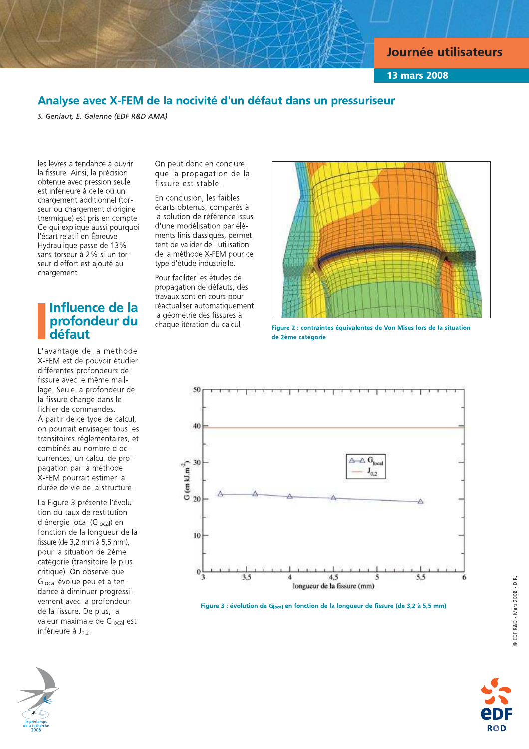# Analyse avec X-FEM de la nocivité d'un défaut dans un pressuriseur

*S. Geniaut, E. Galenne (EDF R&D AMA)*

les lèvres a tendance à ouvrir la fissure. Ainsi, la précision obtenue avec pression seule est inférieure à celle où un chargement additionnel (torseur ou chargement d'origine thermique) est pris en compte. Ce qui explique aussi pourquoi l'écart relatif en Épreuve Hydraulique passe de 13% sans torseur à 2% si un torseur d'effort est ajouté au chargement.

## Influence de la profondeur du défaut

L'avantage de la méthode X-FEM est de pouvoir étudier différentes profondeurs de fissure avec le même maillage. Seule la profondeur de la fissure change dans le fichier de commandes.
À partir de ce type de calcul, on pourrait envisager tous les transitoires réglementaires, et combinés au nombre d'occurrences, un calcul de propagation par la méthode X-FEM pourrait estimer la durée de vie de la structure.

La Figure 3 présente l'évolution du taux de restitution d'énergie local ($G_{local}$) en fonction de la longueur de la fissure (de 3,2 mm à 5,5 mm), pour la situation de 2ème catégorie (transitoire le plus critique). On observe que $G_{local}$ évolue peu et a tendance à diminuer progressivement avec la profondeur de la fissure. De plus, la valeur maximale de $G_{local}$ est inférieure à $J_{0,2}$.

On peut donc en conclure que la propagation de la fissure est stable.

En conclusion, les faibles écarts obtenus, comparés à la solution de référence issus d'une modélisation par éléments finis classiques, permettent de valider de l'utilisation de la méthode X-FEM pour ce type d'étude industrielle.

Pour faciliter les études de propagation de défauts, des travaux sont en cours pour réactualiser automatiquement la géométrie des fissures à chaque itération du calcul.

Figure 2 : contraintes équivalentes de Von Mises lors de la situation de 2ème catégorie

G (en kJ.m⁻²)
longueur de la fissure (mm)
$G_{local}$
$J_{0,2}$
0 10 20 30 40 50
3 3,5 4 4,5 5 5,5 6

Figure 3 : évolution de $G_{local}$ en fonction de la longueur de fissure (de 3,2 à 5,5 mm)

© EDF R&D - Mars 2008 - D.R.